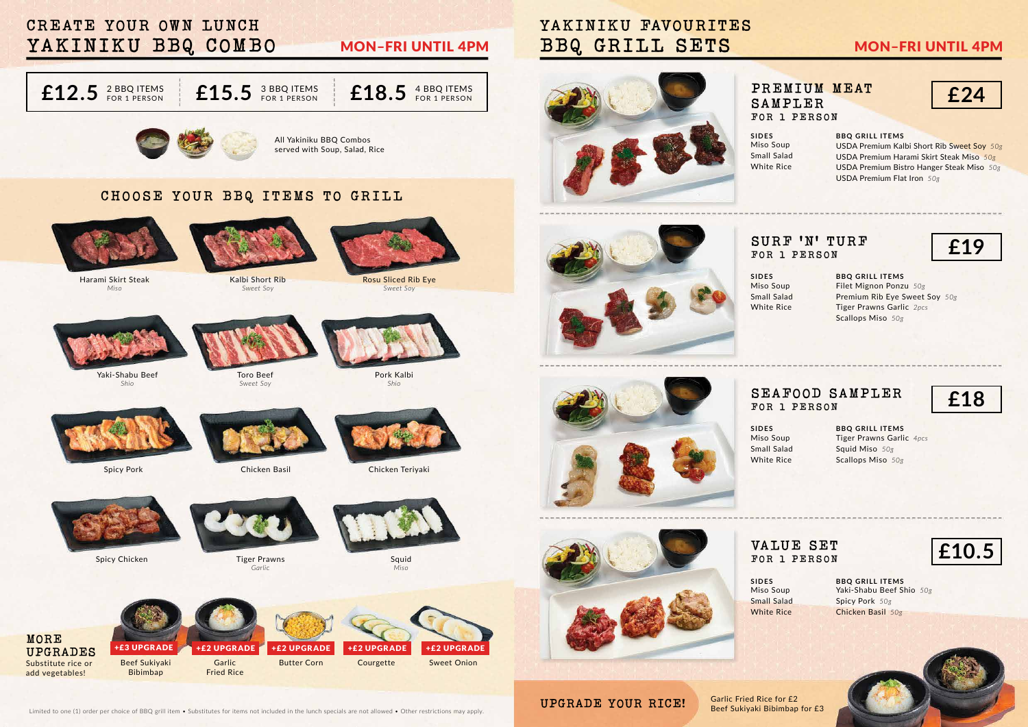# CREATE YOUR OWN LUNCH YAKINIKU BBQ COMBO

**MON–FRI UNTIL 4PM**

| £12.5 | £15.5 | £18.5 |
|---|---|---|
| 2 BBQ ITEMS FOR 1 PERSON | 3 BBQ ITEMS FOR 1 PERSON | 4 BBQ ITEMS FOR 1 PERSON |

All Yakiniku BBQ Combos served with Soup, Salad, Rice

## CHOOSE YOUR BBQ ITEMS TO GRILL

- Harami Skirt Steak *Miso*
- Kalbi Short Rib *Sweet Soy*
- Rosu Sliced Rib Eye *Sweet Soy*
- Yaki-Shabu Beef *Shio*
- Toro Beef *Sweet Soy*
- Pork Kalbi *Shio*
- Spicy Pork
- Chicken Basil
- Chicken Teriyaki
- Spicy Chicken
- Tiger Prawns *Garlic*
- Squid *Miso*

## MORE UPGRADES

Substitute rice or add vegetables!

- +£3 UPGRADE Beef Sukiyaki Bibimbap
- +£2 UPGRADE Garlic Fried Rice
- +£2 UPGRADE Butter Corn
- +£2 UPGRADE Courgette
- +£2 UPGRADE Sweet Onion

Limited to one (1) order per choice of BBQ grill item • Substitutes for items not included in the lunch specials are not allowed • Other restrictions may apply.

# YAKINIKU FAVOURITES BBQ GRILL SETS

**MON–FRI UNTIL 4PM**

## PREMIUM MEAT SAMPLER FOR 1 PERSON — £24

**SIDES**
- Miso Soup
- Small Salad
- White Rice

**BBQ GRILL ITEMS**
- USDA Premium Kalbi Short Rib Sweet Soy *50g*
- USDA Premium Harami Skirt Steak Miso *50g*
- USDA Premium Bistro Hanger Steak Miso *50g*
- USDA Premium Flat Iron *50g*

## SURF 'N' TURF FOR 1 PERSON — £19

**SIDES**
- Miso Soup
- Small Salad
- White Rice

**BBQ GRILL ITEMS**
- Filet Mignon Ponzu *50g*
- Premium Rib Eye Sweet Soy *50g*
- Tiger Prawns Garlic *2pcs*
- Scallops Miso *50g*

## SEAFOOD SAMPLER FOR 1 PERSON — £18

**SIDES**
- Miso Soup
- Small Salad
- White Rice

**BBQ GRILL ITEMS**
- Tiger Prawns Garlic *4pcs*
- Squid Miso *50g*
- Scallops Miso *50g*

## VALUE SET FOR 1 PERSON — £10.5

**SIDES**
- Miso Soup
- Small Salad
- White Rice

**BBQ GRILL ITEMS**
- Yaki-Shabu Beef Shio *50g*
- Spicy Pork *50g*
- Chicken Basil *50g*

## UPGRADE YOUR RICE!

Garlic Fried Rice for £2
Beef Sukiyaki Bibimbap for £3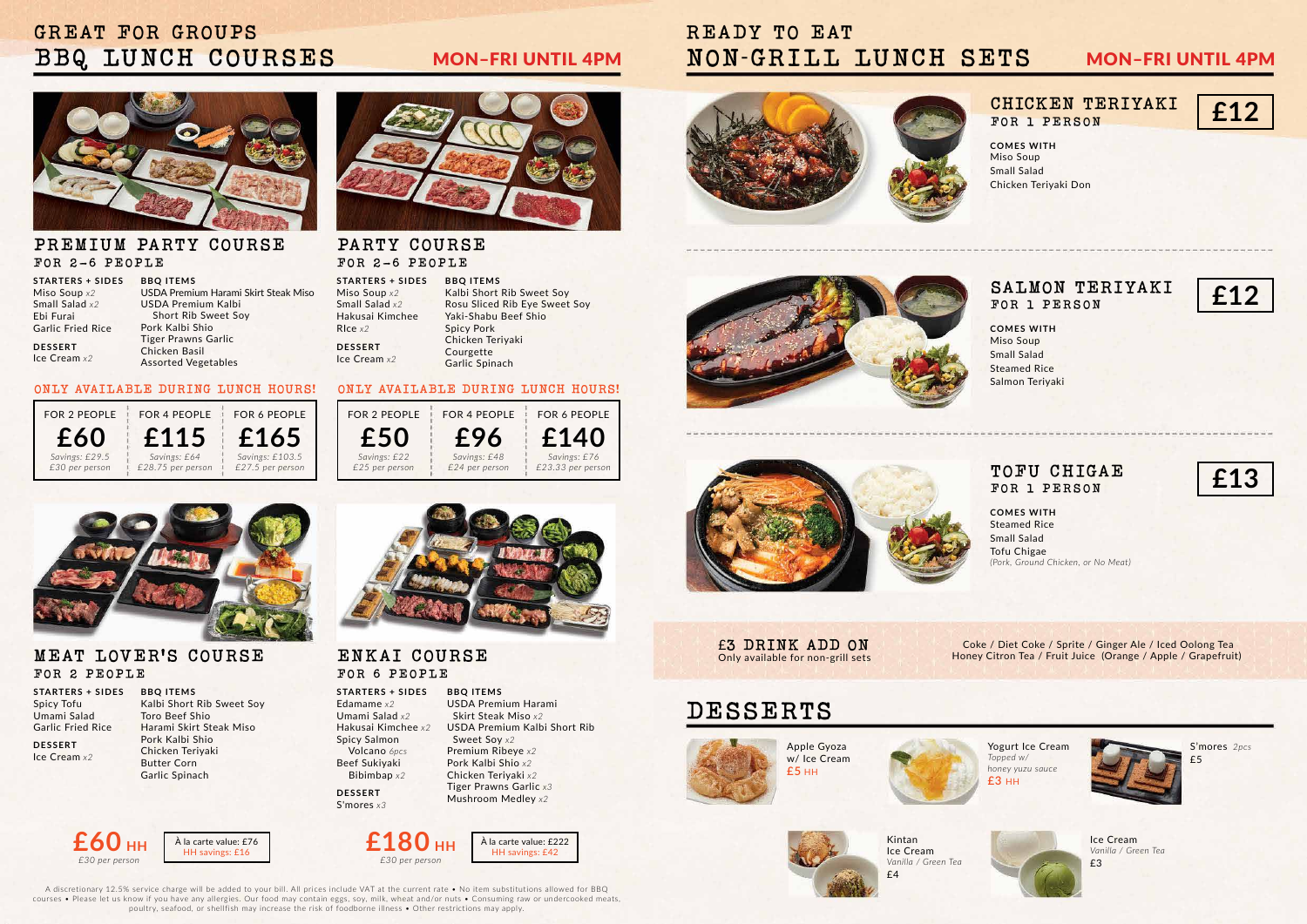## GREAT FOR GROUPS
# BBQ LUNCH COURSES

**MON–FRI UNTIL 4PM**

### PREMIUM PARTY COURSE
**FOR 2–6 PEOPLE**

**STARTERS + SIDES**
Miso Soup *x2*
Small Salad *x2*
Ebi Furai
Garlic Fried Rice

**DESSERT**
Ice Cream *x2*

**BBQ ITEMS**
USDA Premium Harami Skirt Steak Miso
USDA Premium Kalbi Short Rib Sweet Soy
Pork Kalbi Shio
Tiger Prawns Garlic
Chicken Basil
Assorted Vegetables

ONLY AVAILABLE DURING LUNCH HOURS!

| FOR 2 PEOPLE | FOR 4 PEOPLE | FOR 6 PEOPLE |
| --- | --- | --- |
| £60 | £115 | £165 |
| *Savings: £29.5* | *Savings: £64* | *Savings: £103.5* |
| *£30 per person* | *£28.75 per person* | *£27.5 per person* |

### PARTY COURSE
**FOR 2–6 PEOPLE**

**STARTERS + SIDES**
Miso Soup *x2*
Small Salad *x2*
Hakusai Kimchee
RIce *x2*

**DESSERT**
Ice Cream *x2*

**BBQ ITEMS**
Kalbi Short Rib Sweet Soy
Rosu Sliced Rib Eye Sweet Soy
Yaki-Shabu Beef Shio
Spicy Pork
Chicken Teriyaki
Courgette
Garlic Spinach

ONLY AVAILABLE DURING LUNCH HOURS!

| FOR 2 PEOPLE | FOR 4 PEOPLE | FOR 6 PEOPLE |
| --- | --- | --- |
| £50 | £96 | £140 |
| *Savings: £22* | *Savings: £48* | *Savings: £76* |
| *£25 per person* | *£24 per person* | *£23.33 per person* |

### MEAT LOVER'S COURSE
**FOR 2 PEOPLE**

**STARTERS + SIDES**
Spicy Tofu
Umami Salad
Garlic Fried Rice

**DESSERT**
Ice Cream *x2*

**BBQ ITEMS**
Kalbi Short Rib Sweet Soy
Toro Beef Shio
Harami Skirt Steak Miso
Pork Kalbi Shio
Chicken Teriyaki
Butter Corn
Garlic Spinach

**£60 HH**
*£30 per person*

À la carte value: £76
HH savings: £16

### ENKAI COURSE
**FOR 6 PEOPLE**

**STARTERS + SIDES**
Edamame *x2*
Umami Salad *x2*
Hakusai Kimchee *x2*
Spicy Salmon Volcano *6pcs*
Beef Sukiyaki Bibimbap *x2*

**DESSERT**
S'mores *x3*

**BBQ ITEMS**
USDA Premium Harami Skirt Steak Miso *x2*
USDA Premium Kalbi Short Rib Sweet Soy *x2*
Premium Ribeye *x2*
Pork Kalbi Shio *x2*
Chicken Teriyaki *x2*
Tiger Prawns Garlic *x3*
Mushroom Medley *x2*

**£180 HH**
*£30 per person*

À la carte value: £222
HH savings: £42

A discretionary 12.5% service charge will be added to your bill. All prices include VAT at the current rate • No item substitutions allowed for BBQ courses • Please let us know if you have any allergies. Our food may contain eggs, soy, milk, wheat and/or nuts • Consuming raw or undercooked meats, poultry, seafood, or shellfish may increase the risk of foodborne illness • Other restrictions may apply.

## READY TO EAT
# NON-GRILL LUNCH SETS

**MON–FRI UNTIL 4PM**

### CHICKEN TERIYAKI
**FOR 1 PERSON** — **£12**

**COMES WITH**
Miso Soup
Small Salad
Chicken Teriyaki Don

### SALMON TERIYAKI
**FOR 1 PERSON** — **£12**

**COMES WITH**
Miso Soup
Small Salad
Steamed Rice
Salmon Teriyaki

### TOFU CHIGAE
**FOR 1 PERSON** — **£13**

**COMES WITH**
Steamed Rice
Small Salad
Tofu Chigae
*(Pork, Ground Chicken, or No Meat)*

**£3 DRINK ADD ON**
Only available for non-grill sets

Coke / Diet Coke / Sprite / Ginger Ale / Iced Oolong Tea
Honey Citron Tea / Fruit Juice (Orange / Apple / Grapefruit)

# DESSERTS

Apple Gyoza w/ Ice Cream
£5 HH

Yogurt Ice Cream
*Topped w/ honey yuzu sauce*
£3 HH

S'mores *2pcs*
£5

Kintan Ice Cream
*Vanilla / Green Tea*
£4

Ice Cream
*Vanilla / Green Tea*
£3